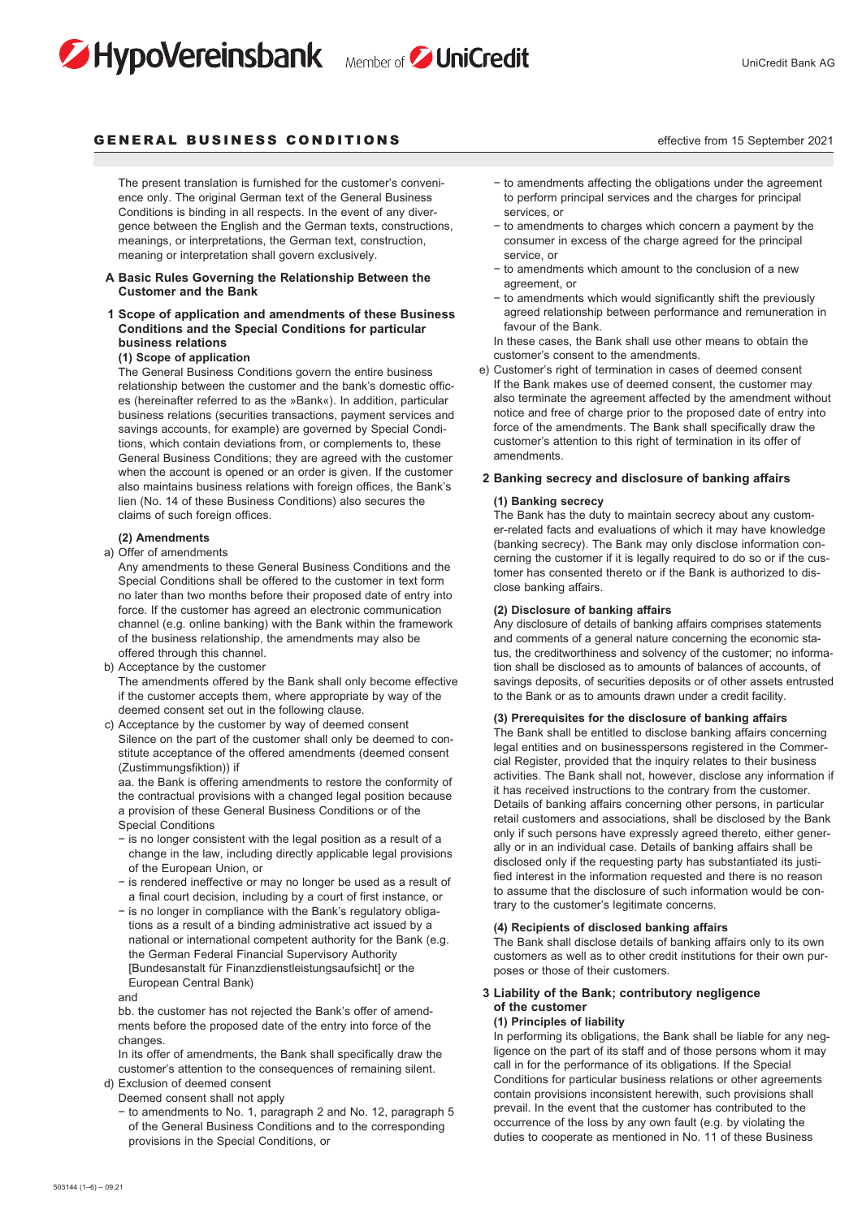# GENERAL BUSINESS CONDITIONS

effective from 15 September 2021

The present translation is furnished for the customer's convenience only. The original German text of the General Business Conditions is binding in all respects. In the event of any divergence between the English and the German texts, constructions, meanings, or interpretations, the German text, construction, meaning or interpretation shall govern exclusively.

## A Basic Rules Governing the Relationship Between the Customer and the Bank

### 1 Scope of application and amendments of these Business Conditions and the Special Conditions for particular business relations

**(1) Scope of application**

The General Business Conditions govern the entire business relationship between the customer and the bank's domestic offices (hereinafter referred to as the »Bank«). In addition, particular business relations (securities transactions, payment services and savings accounts, for example) are governed by Special Conditions, which contain deviations from, or complements to, these General Business Conditions; they are agreed with the customer when the account is opened or an order is given. If the customer also maintains business relations with foreign offices, the Bank's lien (No. 14 of these Business Conditions) also secures the claims of such foreign offices.

**(2) Amendments**

a) Offer of amendments

Any amendments to these General Business Conditions and the Special Conditions shall be offered to the customer in text form no later than two months before their proposed date of entry into force. If the customer has agreed an electronic communication channel (e.g. online banking) with the Bank within the framework of the business relationship, the amendments may also be offered through this channel.

b) Acceptance by the customer

The amendments offered by the Bank shall only become effective if the customer accepts them, where appropriate by way of the deemed consent set out in the following clause.

c) Acceptance by the customer by way of deemed consent

Silence on the part of the customer shall only be deemed to constitute acceptance of the offered amendments (deemed consent (Zustimmungsfiktion)) if

aa. the Bank is offering amendments to restore the conformity of the contractual provisions with a changed legal position because a provision of these General Business Conditions or of the Special Conditions

- is no longer consistent with the legal position as a result of a change in the law, including directly applicable legal provisions of the European Union, or
- is rendered ineffective or may no longer be used as a result of a final court decision, including by a court of first instance, or
- is no longer in compliance with the Bank's regulatory obligations as a result of a binding administrative act issued by a national or international competent authority for the Bank (e.g. the German Federal Financial Supervisory Authority [Bundesanstalt für Finanzdienstleistungsaufsicht] or the European Central Bank)

and

bb. the customer has not rejected the Bank's offer of amendments before the proposed date of the entry into force of the changes.

In its offer of amendments, the Bank shall specifically draw the customer's attention to the consequences of remaining silent.

d) Exclusion of deemed consent

Deemed consent shall not apply

- to amendments to No. 1, paragraph 2 and No. 12, paragraph 5 of the General Business Conditions and to the corresponding provisions in the Special Conditions, or
- to amendments affecting the obligations under the agreement to perform principal services and the charges for principal services, or
- to amendments to charges which concern a payment by the consumer in excess of the charge agreed for the principal service, or
- to amendments which amount to the conclusion of a new agreement, or
- to amendments which would significantly shift the previously agreed relationship between performance and remuneration in favour of the Bank.

In these cases, the Bank shall use other means to obtain the customer's consent to the amendments.

e) Customer's right of termination in cases of deemed consent

If the Bank makes use of deemed consent, the customer may also terminate the agreement affected by the amendment without notice and free of charge prior to the proposed date of entry into force of the amendments. The Bank shall specifically draw the customer's attention to this right of termination in its offer of amendments.

### 2 Banking secrecy and disclosure of banking affairs

**(1) Banking secrecy**

The Bank has the duty to maintain secrecy about any customer-related facts and evaluations of which it may have knowledge (banking secrecy). The Bank may only disclose information concerning the customer if it is legally required to do so or if the customer has consented thereto or if the Bank is authorized to disclose banking affairs.

**(2) Disclosure of banking affairs**

Any disclosure of details of banking affairs comprises statements and comments of a general nature concerning the economic status, the creditworthiness and solvency of the customer; no information shall be disclosed as to amounts of balances of accounts, of savings deposits, of securities deposits or of other assets entrusted to the Bank or as to amounts drawn under a credit facility.

**(3) Prerequisites for the disclosure of banking affairs**

The Bank shall be entitled to disclose banking affairs concerning legal entities and on businesspersons registered in the Commercial Register, provided that the inquiry relates to their business activities. The Bank shall not, however, disclose any information if it has received instructions to the contrary from the customer. Details of banking affairs concerning other persons, in particular retail customers and associations, shall be disclosed by the Bank only if such persons have expressly agreed thereto, either generally or in an individual case. Details of banking affairs shall be disclosed only if the requesting party has substantiated its justified interest in the information requested and there is no reason to assume that the disclosure of such information would be contrary to the customer's legitimate concerns.

**(4) Recipients of disclosed banking affairs**

The Bank shall disclose details of banking affairs only to its own customers as well as to other credit institutions for their own purposes or those of their customers.

### 3 Liability of the Bank; contributory negligence of the customer

**(1) Principles of liability**

In performing its obligations, the Bank shall be liable for any negligence on the part of its staff and of those persons whom it may call in for the performance of its obligations. If the Special Conditions for particular business relations or other agreements contain provisions inconsistent herewith, such provisions shall prevail. In the event that the customer has contributed to the occurrence of the loss by any own fault (e.g. by violating the duties to cooperate as mentioned in No. 11 of these Business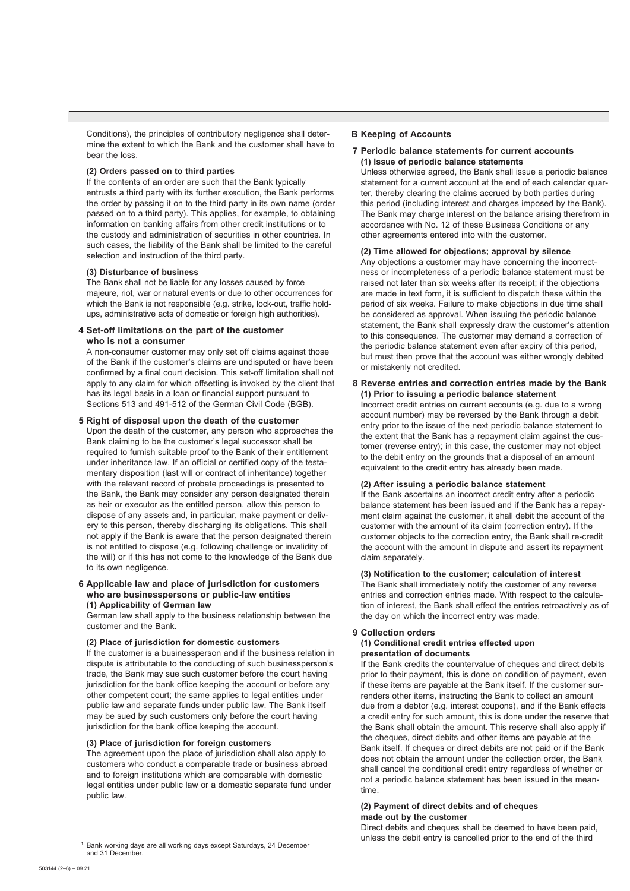Conditions), the principles of contributory negligence shall determine the extent to which the Bank and the customer shall have to bear the loss.

**(2) Orders passed on to third parties**

If the contents of an order are such that the Bank typically entrusts a third party with its further execution, the Bank performs the order by passing it on to the third party in its own name (order passed on to a third party). This applies, for example, to obtaining information on banking affairs from other credit institutions or to the custody and administration of securities in other countries. In such cases, the liability of the Bank shall be limited to the careful selection and instruction of the third party.

**(3) Disturbance of business**

The Bank shall not be liable for any losses caused by force majeure, riot, war or natural events or due to other occurrences for which the Bank is not responsible (e.g. strike, lock-out, traffic hold-ups, administrative acts of domestic or foreign high authorities).

### 4 Set-off limitations on the part of the customer who is not a consumer

A non-consumer customer may only set off claims against those of the Bank if the customer's claims are undisputed or have been confirmed by a final court decision. This set-off limitation shall not apply to any claim for which offsetting is invoked by the client that has its legal basis in a loan or financial support pursuant to Sections 513 and 491-512 of the German Civil Code (BGB).

### 5 Right of disposal upon the death of the customer

Upon the death of the customer, any person who approaches the Bank claiming to be the customer's legal successor shall be required to furnish suitable proof to the Bank of their entitlement under inheritance law. If an official or certified copy of the testamentary disposition (last will or contract of inheritance) together with the relevant record of probate proceedings is presented to the Bank, the Bank may consider any person designated therein as heir or executor as the entitled person, allow this person to dispose of any assets and, in particular, make payment or delivery to this person, thereby discharging its obligations. This shall not apply if the Bank is aware that the person designated therein is not entitled to dispose (e.g. following challenge or invalidity of the will) or if this has not come to the knowledge of the Bank due to its own negligence.

### 6 Applicable law and place of jurisdiction for customers who are businesspersons or public-law entities

**(1) Applicability of German law**

German law shall apply to the business relationship between the customer and the Bank.

**(2) Place of jurisdiction for domestic customers**

If the customer is a businessperson and if the business relation in dispute is attributable to the conducting of such businessperson's trade, the Bank may sue such customer before the court having jurisdiction for the bank office keeping the account or before any other competent court; the same applies to legal entities under public law and separate funds under public law. The Bank itself may be sued by such customers only before the court having jurisdiction for the bank office keeping the account.

**(3) Place of jurisdiction for foreign customers**

The agreement upon the place of jurisdiction shall also apply to customers who conduct a comparable trade or business abroad and to foreign institutions which are comparable with domestic legal entities under public law or a domestic separate fund under public law.

## B Keeping of Accounts

### 7 Periodic balance statements for current accounts

**(1) Issue of periodic balance statements**

Unless otherwise agreed, the Bank shall issue a periodic balance statement for a current account at the end of each calendar quarter, thereby clearing the claims accrued by both parties during this period (including interest and charges imposed by the Bank). The Bank may charge interest on the balance arising therefrom in accordance with No. 12 of these Business Conditions or any other agreements entered into with the customer.

**(2) Time allowed for objections; approval by silence**

Any objections a customer may have concerning the incorrectness or incompleteness of a periodic balance statement must be raised not later than six weeks after its receipt; if the objections are made in text form, it is sufficient to dispatch these within the period of six weeks. Failure to make objections in due time shall be considered as approval. When issuing the periodic balance statement, the Bank shall expressly draw the customer's attention to this consequence. The customer may demand a correction of the periodic balance statement even after expiry of this period, but must then prove that the account was either wrongly debited or mistakenly not credited.

### 8 Reverse entries and correction entries made by the Bank

**(1) Prior to issuing a periodic balance statement**

Incorrect credit entries on current accounts (e.g. due to a wrong account number) may be reversed by the Bank through a debit entry prior to the issue of the next periodic balance statement to the extent that the Bank has a repayment claim against the customer (reverse entry); in this case, the customer may not object to the debit entry on the grounds that a disposal of an amount equivalent to the credit entry has already been made.

**(2) After issuing a periodic balance statement**

If the Bank ascertains an incorrect credit entry after a periodic balance statement has been issued and if the Bank has a repayment claim against the customer, it shall debit the account of the customer with the amount of its claim (correction entry). If the customer objects to the correction entry, the Bank shall re-credit the account with the amount in dispute and assert its repayment claim separately.

**(3) Notification to the customer; calculation of interest**

The Bank shall immediately notify the customer of any reverse entries and correction entries made. With respect to the calculation of interest, the Bank shall effect the entries retroactively as of the day on which the incorrect entry was made.

### 9 Collection orders

**(1) Conditional credit entries effected upon presentation of documents**

If the Bank credits the countervalue of cheques and direct debits prior to their payment, this is done on condition of payment, even if these items are payable at the Bank itself. If the customer surrenders other items, instructing the Bank to collect an amount due from a debtor (e.g. interest coupons), and if the Bank effects a credit entry for such amount, this is done under the reserve that the Bank shall obtain the amount. This reserve shall also apply if the cheques, direct debits and other items are payable at the Bank itself. If cheques or direct debits are not paid or if the Bank does not obtain the amount under the collection order, the Bank shall cancel the conditional credit entry regardless of whether or not a periodic balance statement has been issued in the meantime.

**(2) Payment of direct debits and of cheques made out by the customer**

Direct debits and cheques shall be deemed to have been paid, unless the debit entry is cancelled prior to the end of the third

[1] Bank working days are all working days except Saturdays, 24 December and 31 December.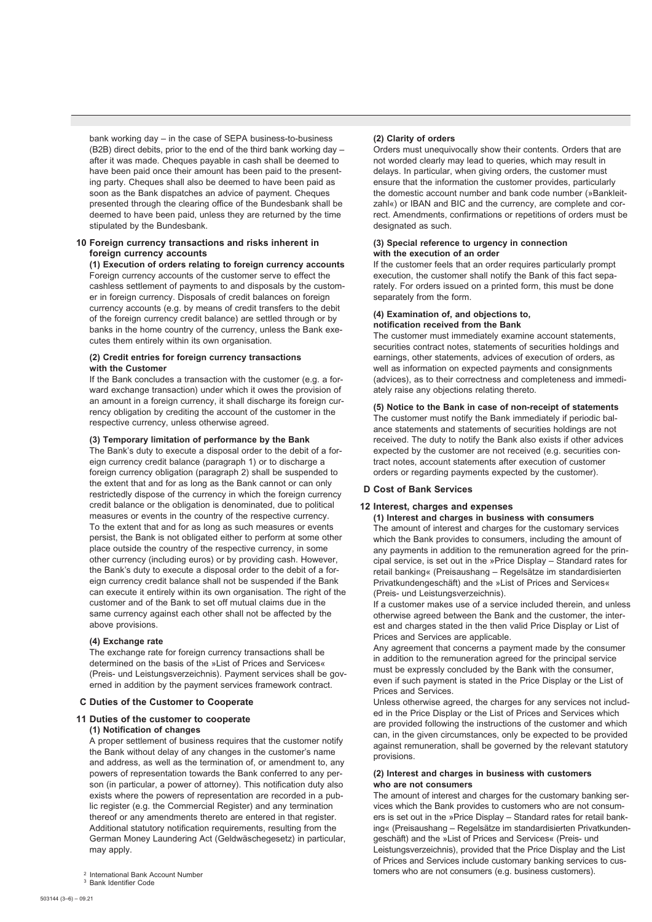bank working day – in the case of SEPA business-to-business (B2B) direct debits, prior to the end of the third bank working day – after it was made. Cheques payable in cash shall be deemed to have been paid once their amount has been paid to the presenting party. Cheques shall also be deemed to have been paid as soon as the Bank dispatches an advice of payment. Cheques presented through the clearing office of the Bundesbank shall be deemed to have been paid, unless they are returned by the time stipulated by the Bundesbank.

### 10 Foreign currency transactions and risks inherent in foreign currency accounts

**(1) Execution of orders relating to foreign currency accounts**

Foreign currency accounts of the customer serve to effect the cashless settlement of payments to and disposals by the customer in foreign currency. Disposals of credit balances on foreign currency accounts (e.g. by means of credit transfers to the debit of the foreign currency credit balance) are settled through or by banks in the home country of the currency, unless the Bank executes them entirely within its own organisation.

**(2) Credit entries for foreign currency transactions with the Customer**

If the Bank concludes a transaction with the customer (e.g. a forward exchange transaction) under which it owes the provision of an amount in a foreign currency, it shall discharge its foreign currency obligation by crediting the account of the customer in the respective currency, unless otherwise agreed.

**(3) Temporary limitation of performance by the Bank**

The Bank's duty to execute a disposal order to the debit of a foreign currency credit balance (paragraph 1) or to discharge a foreign currency obligation (paragraph 2) shall be suspended to the extent that and for as long as the Bank cannot or can only restrictedly dispose of the currency in which the foreign currency credit balance or the obligation is denominated, due to political measures or events in the country of the respective currency. To the extent that and for as long as such measures or events persist, the Bank is not obligated either to perform at some other place outside the country of the respective currency, in some other currency (including euros) or by providing cash. However, the Bank's duty to execute a disposal order to the debit of a foreign currency credit balance shall not be suspended if the Bank can execute it entirely within its own organisation. The right of the customer and of the Bank to set off mutual claims due in the same currency against each other shall not be affected by the above provisions.

**(4) Exchange rate**

The exchange rate for foreign currency transactions shall be determined on the basis of the »List of Prices and Services« (Preis- und Leistungsverzeichnis). Payment services shall be governed in addition by the payment services framework contract.

## C Duties of the Customer to Cooperate

### 11 Duties of the customer to cooperate

**(1) Notification of changes**

A proper settlement of business requires that the customer notify the Bank without delay of any changes in the customer's name and address, as well as the termination of, or amendment to, any powers of representation towards the Bank conferred to any person (in particular, a power of attorney). This notification duty also exists where the powers of representation are recorded in a public register (e.g. the Commercial Register) and any termination thereof or any amendments thereto are entered in that register. Additional statutory notification requirements, resulting from the German Money Laundering Act (Geldwäschegesetz) in particular, may apply.

**(2) Clarity of orders**

Orders must unequivocally show their contents. Orders that are not worded clearly may lead to queries, which may result in delays. In particular, when giving orders, the customer must ensure that the information the customer provides, particularly the domestic account number and bank code number (»Bankleitzahl«) or IBAN and BIC and the currency, are complete and correct. Amendments, confirmations or repetitions of orders must be designated as such.

**(3) Special reference to urgency in connection with the execution of an order**

If the customer feels that an order requires particularly prompt execution, the customer shall notify the Bank of this fact separately. For orders issued on a printed form, this must be done separately from the form.

**(4) Examination of, and objections to, notification received from the Bank**

The customer must immediately examine account statements, securities contract notes, statements of securities holdings and earnings, other statements, advices of execution of orders, as well as information on expected payments and consignments (advices), as to their correctness and completeness and immediately raise any objections relating thereto.

**(5) Notice to the Bank in case of non-receipt of statements**

The customer must notify the Bank immediately if periodic balance statements and statements of securities holdings are not received. The duty to notify the Bank also exists if other advices expected by the customer are not received (e.g. securities contract notes, account statements after execution of customer orders or regarding payments expected by the customer).

## D Cost of Bank Services

### 12 Interest, charges and expenses

**(1) Interest and charges in business with consumers**

The amount of interest and charges for the customary services which the Bank provides to consumers, including the amount of any payments in addition to the remuneration agreed for the principal service, is set out in the »Price Display – Standard rates for retail banking« (Preisaushang – Regelsätze im standardisierten Privatkundengeschäft) and the »List of Prices and Services« (Preis- und Leistungsverzeichnis).

If a customer makes use of a service included therein, and unless otherwise agreed between the Bank and the customer, the interest and charges stated in the then valid Price Display or List of Prices and Services are applicable.

Any agreement that concerns a payment made by the consumer in addition to the remuneration agreed for the principal service must be expressly concluded by the Bank with the consumer, even if such payment is stated in the Price Display or the List of Prices and Services.

Unless otherwise agreed, the charges for any services not included in the Price Display or the List of Prices and Services which are provided following the instructions of the customer and which can, in the given circumstances, only be expected to be provided against remuneration, shall be governed by the relevant statutory provisions.

**(2) Interest and charges in business with customers who are not consumers**

The amount of interest and charges for the customary banking services which the Bank provides to customers who are not consumers is set out in the »Price Display – Standard rates for retail banking« (Preisaushang – Regelsätze im standardisierten Privatkundengeschäft) and the »List of Prices and Services« (Preis- und Leistungsverzeichnis), provided that the Price Display and the List of Prices and Services include customary banking services to customers who are not consumers (e.g. business customers).

[2] International Bank Account Number
[3] Bank Identifier Code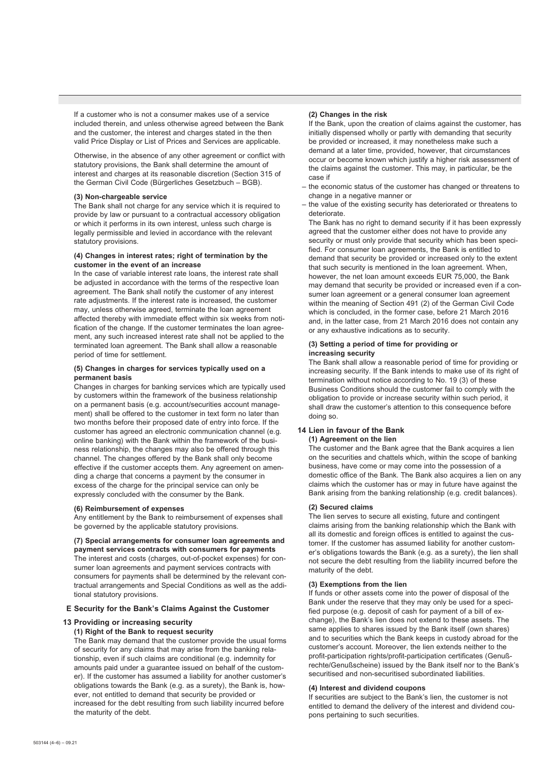If a customer who is not a consumer makes use of a service included therein, and unless otherwise agreed between the Bank and the customer, the interest and charges stated in the then valid Price Display or List of Prices and Services are applicable.

Otherwise, in the absence of any other agreement or conflict with statutory provisions, the Bank shall determine the amount of interest and charges at its reasonable discretion (Section 315 of the German Civil Code (Bürgerliches Gesetzbuch – BGB).

**(3) Non-chargeable service**

The Bank shall not charge for any service which it is required to provide by law or pursuant to a contractual accessory obligation or which it performs in its own interest, unless such charge is legally permissible and levied in accordance with the relevant statutory provisions.

**(4) Changes in interest rates; right of termination by the customer in the event of an increase**

In the case of variable interest rate loans, the interest rate shall be adjusted in accordance with the terms of the respective loan agreement. The Bank shall notify the customer of any interest rate adjustments. If the interest rate is increased, the customer may, unless otherwise agreed, terminate the loan agreement affected thereby with immediate effect within six weeks from notification of the change. If the customer terminates the loan agreement, any such increased interest rate shall not be applied to the terminated loan agreement. The Bank shall allow a reasonable period of time for settlement.

**(5) Changes in charges for services typically used on a permanent basis**

Changes in charges for banking services which are typically used by customers within the framework of the business relationship on a permanent basis (e.g. account/securities account management) shall be offered to the customer in text form no later than two months before their proposed date of entry into force. If the customer has agreed an electronic communication channel (e.g. online banking) with the Bank within the framework of the business relationship, the changes may also be offered through this channel. The changes offered by the Bank shall only become effective if the customer accepts them. Any agreement on amending a charge that concerns a payment by the consumer in excess of the charge for the principal service can only be expressly concluded with the consumer by the Bank.

**(6) Reimbursement of expenses**

Any entitlement by the Bank to reimbursement of expenses shall be governed by the applicable statutory provisions.

**(7) Special arrangements for consumer loan agreements and payment services contracts with consumers for payments**

The interest and costs (charges, out-of-pocket expenses) for consumer loan agreements and payment services contracts with consumers for payments shall be determined by the relevant contractual arrangements and Special Conditions as well as the additional statutory provisions.

## E Security for the Bank's Claims Against the Customer

### 13 Providing or increasing security

**(1) Right of the Bank to request security**

The Bank may demand that the customer provide the usual forms of security for any claims that may arise from the banking relationship, even if such claims are conditional (e.g. indemnity for amounts paid under a guarantee issued on behalf of the customer). If the customer has assumed a liability for another customer's obligations towards the Bank (e.g. as a surety), the Bank is, however, not entitled to demand that security be provided or increased for the debt resulting from such liability incurred before the maturity of the debt.

**(2) Changes in the risk**

If the Bank, upon the creation of claims against the customer, has initially dispensed wholly or partly with demanding that security be provided or increased, it may nonetheless make such a demand at a later time, provided, however, that circumstances occur or become known which justify a higher risk assessment of the claims against the customer. This may, in particular, be the case if

- the economic status of the customer has changed or threatens to change in a negative manner or
- the value of the existing security has deteriorated or threatens to deteriorate.

The Bank has no right to demand security if it has been expressly agreed that the customer either does not have to provide any security or must only provide that security which has been specified. For consumer loan agreements, the Bank is entitled to demand that security be provided or increased only to the extent that such security is mentioned in the loan agreement. When, however, the net loan amount exceeds EUR 75,000, the Bank may demand that security be provided or increased even if a consumer loan agreement or a general consumer loan agreement within the meaning of Section 491 (2) of the German Civil Code which is concluded, in the former case, before 21 March 2016 and, in the latter case, from 21 March 2016 does not contain any or any exhaustive indications as to security.

**(3) Setting a period of time for providing or increasing security**

The Bank shall allow a reasonable period of time for providing or increasing security. If the Bank intends to make use of its right of termination without notice according to No. 19 (3) of these Business Conditions should the customer fail to comply with the obligation to provide or increase security within such period, it shall draw the customer's attention to this consequence before doing so.

### 14 Lien in favour of the Bank

**(1) Agreement on the lien**

The customer and the Bank agree that the Bank acquires a lien on the securities and chattels which, within the scope of banking business, have come or may come into the possession of a domestic office of the Bank. The Bank also acquires a lien on any claims which the customer has or may in future have against the Bank arising from the banking relationship (e.g. credit balances).

**(2) Secured claims**

The lien serves to secure all existing, future and contingent claims arising from the banking relationship which the Bank with all its domestic and foreign offices is entitled to against the customer. If the customer has assumed liability for another customer's obligations towards the Bank (e.g. as a surety), the lien shall not secure the debt resulting from the liability incurred before the maturity of the debt.

**(3) Exemptions from the lien**

If funds or other assets come into the power of disposal of the Bank under the reserve that they may only be used for a specified purpose (e.g. deposit of cash for payment of a bill of exchange), the Bank's lien does not extend to these assets. The same applies to shares issued by the Bank itself (own shares) and to securities which the Bank keeps in custody abroad for the customer's account. Moreover, the lien extends neither to the profit-participation rights/profit-participation certificates (Genußrechte/Genußscheine) issued by the Bank itself nor to the Bank's securitised and non-securitised subordinated liabilities.

**(4) Interest and dividend coupons**

If securities are subject to the Bank's lien, the customer is not entitled to demand the delivery of the interest and dividend coupons pertaining to such securities.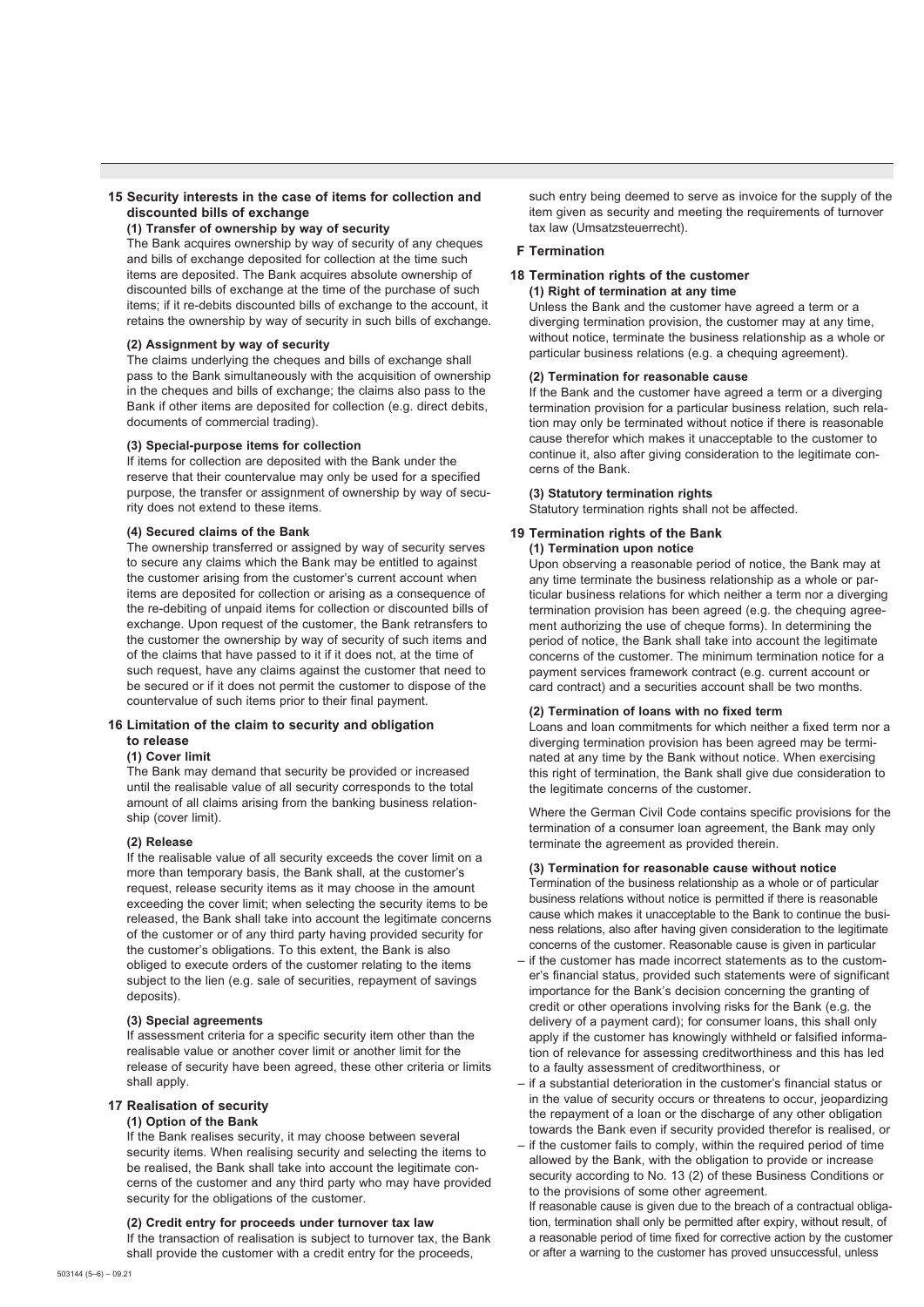## 15 Security interests in the case of items for collection and discounted bills of exchange

### (1) Transfer of ownership by way of security

The Bank acquires ownership by way of security of any cheques and bills of exchange deposited for collection at the time such items are deposited. The Bank acquires absolute ownership of discounted bills of exchange at the time of the purchase of such items; if it re-debits discounted bills of exchange to the account, it retains the ownership by way of security in such bills of exchange.

### (2) Assignment by way of security

The claims underlying the cheques and bills of exchange shall pass to the Bank simultaneously with the acquisition of ownership in the cheques and bills of exchange; the claims also pass to the Bank if other items are deposited for collection (e.g. direct debits, documents of commercial trading).

### (3) Special-purpose items for collection

If items for collection are deposited with the Bank under the reserve that their countervalue may only be used for a specified purpose, the transfer or assignment of ownership by way of security does not extend to these items.

### (4) Secured claims of the Bank

The ownership transferred or assigned by way of security serves to secure any claims which the Bank may be entitled to against the customer arising from the customer's current account when items are deposited for collection or arising as a consequence of the re-debiting of unpaid items for collection or discounted bills of exchange. Upon request of the customer, the Bank retransfers to the customer the ownership by way of security of such items and of the claims that have passed to it if it does not, at the time of such request, have any claims against the customer that need to be secured or if it does not permit the customer to dispose of the countervalue of such items prior to their final payment.

## 16 Limitation of the claim to security and obligation to release

### (1) Cover limit

The Bank may demand that security be provided or increased until the realisable value of all security corresponds to the total amount of all claims arising from the banking business relationship (cover limit).

### (2) Release

If the realisable value of all security exceeds the cover limit on a more than temporary basis, the Bank shall, at the customer's request, release security items as it may choose in the amount exceeding the cover limit; when selecting the security items to be released, the Bank shall take into account the legitimate concerns of the customer or of any third party having provided security for the customer's obligations. To this extent, the Bank is also obliged to execute orders of the customer relating to the items subject to the lien (e.g. sale of securities, repayment of savings deposits).

### (3) Special agreements

If assessment criteria for a specific security item other than the realisable value or another cover limit or another limit for the release of security have been agreed, these other criteria or limits shall apply.

## 17 Realisation of security

### (1) Option of the Bank

If the Bank realises security, it may choose between several security items. When realising security and selecting the items to be realised, the Bank shall take into account the legitimate concerns of the customer and any third party who may have provided security for the obligations of the customer.

### (2) Credit entry for proceeds under turnover tax law

If the transaction of realisation is subject to turnover tax, the Bank shall provide the customer with a credit entry for the proceeds, such entry being deemed to serve as invoice for the supply of the item given as security and meeting the requirements of turnover tax law (Umsatzsteuerrecht).

# F Termination

## 18 Termination rights of the customer

### (1) Right of termination at any time

Unless the Bank and the customer have agreed a term or a diverging termination provision, the customer may at any time, without notice, terminate the business relationship as a whole or particular business relations (e.g. a chequing agreement).

### (2) Termination for reasonable cause

If the Bank and the customer have agreed a term or a diverging termination provision for a particular business relation, such relation may only be terminated without notice if there is reasonable cause therefor which makes it unacceptable to the customer to continue it, also after giving consideration to the legitimate concerns of the Bank.

### (3) Statutory termination rights

Statutory termination rights shall not be affected.

## 19 Termination rights of the Bank

### (1) Termination upon notice

Upon observing a reasonable period of notice, the Bank may at any time terminate the business relationship as a whole or particular business relations for which neither a term nor a diverging termination provision has been agreed (e.g. the chequing agreement authorizing the use of cheque forms). In determining the period of notice, the Bank shall take into account the legitimate concerns of the customer. The minimum termination notice for a payment services framework contract (e.g. current account or card contract) and a securities account shall be two months.

### (2) Termination of loans with no fixed term

Loans and loan commitments for which neither a fixed term nor a diverging termination provision has been agreed may be terminated at any time by the Bank without notice. When exercising this right of termination, the Bank shall give due consideration to the legitimate concerns of the customer.

Where the German Civil Code contains specific provisions for the termination of a consumer loan agreement, the Bank may only terminate the agreement as provided therein.

### (3) Termination for reasonable cause without notice

Termination of the business relationship as a whole or of particular business relations without notice is permitted if there is reasonable cause which makes it unacceptable to the Bank to continue the business relations, also after having given consideration to the legitimate concerns of the customer. Reasonable cause is given in particular

- if the customer has made incorrect statements as to the customer's financial status, provided such statements were of significant importance for the Bank's decision concerning the granting of credit or other operations involving risks for the Bank (e.g. the delivery of a payment card); for consumer loans, this shall only apply if the customer has knowingly withheld or falsified information of relevance for assessing creditworthiness and this has led to a faulty assessment of creditworthiness, or
- if a substantial deterioration in the customer's financial status or in the value of security occurs or threatens to occur, jeopardizing the repayment of a loan or the discharge of any other obligation towards the Bank even if security provided therefor is realised, or
- if the customer fails to comply, within the required period of time allowed by the Bank, with the obligation to provide or increase security according to No. 13 (2) of these Business Conditions or to the provisions of some other agreement.

If reasonable cause is given due to the breach of a contractual obligation, termination shall only be permitted after expiry, without result, of a reasonable period of time fixed for corrective action by the customer or after a warning to the customer has proved unsuccessful, unless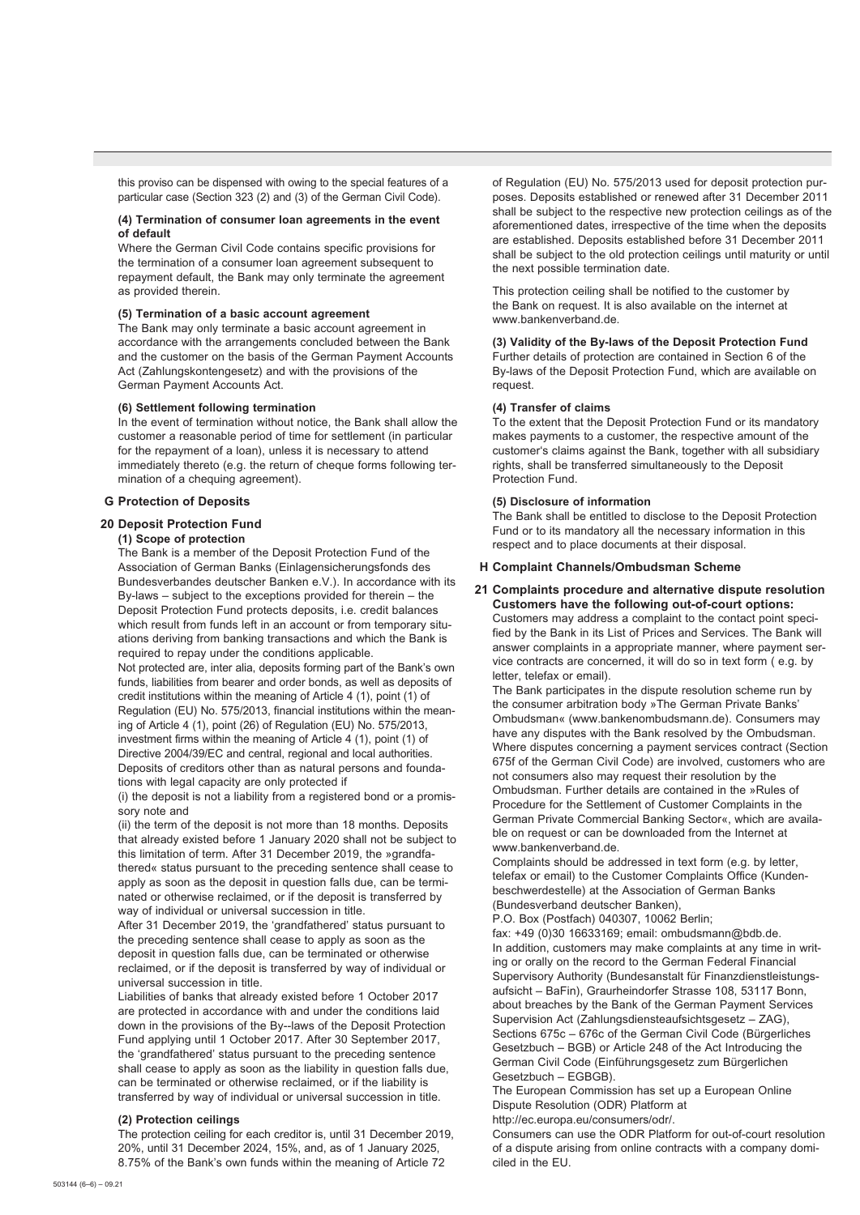this proviso can be dispensed with owing to the special features of a particular case (Section 323 (2) and (3) of the German Civil Code).

**(4) Termination of consumer loan agreements in the event of default**

Where the German Civil Code contains specific provisions for the termination of a consumer loan agreement subsequent to repayment default, the Bank may only terminate the agreement as provided therein.

**(5) Termination of a basic account agreement**

The Bank may only terminate a basic account agreement in accordance with the arrangements concluded between the Bank and the customer on the basis of the German Payment Accounts Act (Zahlungskontengesetz) and with the provisions of the German Payment Accounts Act.

**(6) Settlement following termination**

In the event of termination without notice, the Bank shall allow the customer a reasonable period of time for settlement (in particular for the repayment of a loan), unless it is necessary to attend immediately thereto (e.g. the return of cheque forms following termination of a chequing agreement).

## G Protection of Deposits

### 20 Deposit Protection Fund

**(1) Scope of protection**

The Bank is a member of the Deposit Protection Fund of the Association of German Banks (Einlagensicherungsfonds des Bundesverbandes deutscher Banken e.V.). In accordance with its By-laws – subject to the exceptions provided for therein – the Deposit Protection Fund protects deposits, i.e. credit balances which result from funds left in an account or from temporary situations deriving from banking transactions and which the Bank is required to repay under the conditions applicable.

Not protected are, inter alia, deposits forming part of the Bank's own funds, liabilities from bearer and order bonds, as well as deposits of credit institutions within the meaning of Article 4 (1), point (1) of Regulation (EU) No. 575/2013, financial institutions within the meaning of Article 4 (1), point (26) of Regulation (EU) No. 575/2013, investment firms within the meaning of Article 4 (1), point (1) of Directive 2004/39/EC and central, regional and local authorities.

Deposits of creditors other than as natural persons and foundations with legal capacity are only protected if

(i) the deposit is not a liability from a registered bond or a promissory note and

(ii) the term of the deposit is not more than 18 months. Deposits that already existed before 1 January 2020 shall not be subject to this limitation of term. After 31 December 2019, the »grandfathered« status pursuant to the preceding sentence shall cease to apply as soon as the deposit in question falls due, can be terminated or otherwise reclaimed, or if the deposit is transferred by way of individual or universal succession in title.

After 31 December 2019, the 'grandfathered' status pursuant to the preceding sentence shall cease to apply as soon as the deposit in question falls due, can be terminated or otherwise reclaimed, or if the deposit is transferred by way of individual or universal succession in title.

Liabilities of banks that already existed before 1 October 2017 are protected in accordance with and under the conditions laid down in the provisions of the By--laws of the Deposit Protection Fund applying until 1 October 2017. After 30 September 2017, the 'grandfathered' status pursuant to the preceding sentence shall cease to apply as soon as the liability in question falls due, can be terminated or otherwise reclaimed, or if the liability is transferred by way of individual or universal succession in title.

**(2) Protection ceilings**

The protection ceiling for each creditor is, until 31 December 2019, 20%, until 31 December 2024, 15%, and, as of 1 January 2025, 8.75% of the Bank's own funds within the meaning of Article 72 of Regulation (EU) No. 575/2013 used for deposit protection purposes. Deposits established or renewed after 31 December 2011 shall be subject to the respective new protection ceilings as of the aforementioned dates, irrespective of the time when the deposits are established. Deposits established before 31 December 2011 shall be subject to the old protection ceilings until maturity or until the next possible termination date.

This protection ceiling shall be notified to the customer by the Bank on request. It is also available on the internet at www.bankenverband.de.

**(3) Validity of the By-laws of the Deposit Protection Fund**

Further details of protection are contained in Section 6 of the By-laws of the Deposit Protection Fund, which are available on request.

**(4) Transfer of claims**

To the extent that the Deposit Protection Fund or its mandatory makes payments to a customer, the respective amount of the customer's claims against the Bank, together with all subsidiary rights, shall be transferred simultaneously to the Deposit Protection Fund.

**(5) Disclosure of information**

The Bank shall be entitled to disclose to the Deposit Protection Fund or to its mandatory all the necessary information in this respect and to place documents at their disposal.

## H Complaint Channels/Ombudsman Scheme

### 21 Complaints procedure and alternative dispute resolution Customers have the following out-of-court options:

Customers may address a complaint to the contact point specified by the Bank in its List of Prices and Services. The Bank will answer complaints in a appropriate manner, where payment service contracts are concerned, it will do so in text form ( e.g. by letter, telefax or email).

The Bank participates in the dispute resolution scheme run by the consumer arbitration body »The German Private Banks' Ombudsman« (www.bankenombudsmann.de). Consumers may have any disputes with the Bank resolved by the Ombudsman. Where disputes concerning a payment services contract (Section 675f of the German Civil Code) are involved, customers who are not consumers also may request their resolution by the Ombudsman. Further details are contained in the »Rules of Procedure for the Settlement of Customer Complaints in the German Private Commercial Banking Sector«, which are available on request or can be downloaded from the Internet at www.bankenverband.de.

Complaints should be addressed in text form (e.g. by letter, telefax or email) to the Customer Complaints Office (Kundenbeschwerdestelle) at the Association of German Banks (Bundesverband deutscher Banken),

P.O. Box (Postfach) 040307, 10062 Berlin;

fax: +49 (0)30 16633169; email: ombudsmann@bdb.de.

In addition, customers may make complaints at any time in writing or orally on the record to the German Federal Financial Supervisory Authority (Bundesanstalt für Finanzdienstleistungsaufsicht – BaFin), Graurheindorfer Strasse 108, 53117 Bonn, about breaches by the Bank of the German Payment Services Supervision Act (Zahlungsdiensteaufsichtsgesetz – ZAG), Sections 675c – 676c of the German Civil Code (Bürgerliches Gesetzbuch – BGB) or Article 248 of the Act Introducing the German Civil Code (Einführungsgesetz zum Bürgerlichen Gesetzbuch – EGBGB).

The European Commission has set up a European Online Dispute Resolution (ODR) Platform at http://ec.europa.eu/consumers/odr/.

Consumers can use the ODR Platform for out-of-court resolution of a dispute arising from online contracts with a company domiciled in the EU.

503144 (6–6) – 09.21